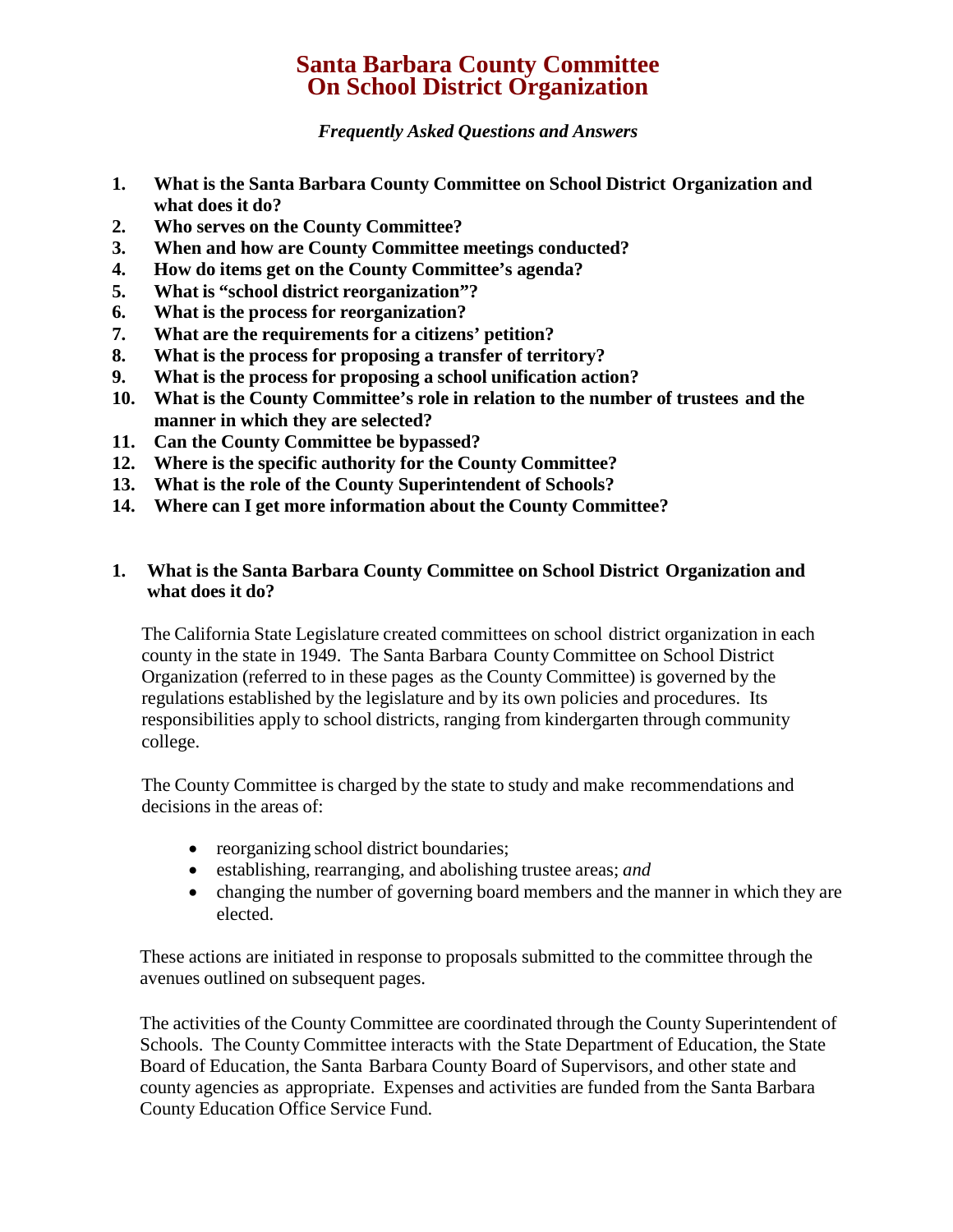# Santa Barbara County Committee On School District Organization

***Frequently Asked Questions and Answers***

1. **What is the Santa Barbara County Committee on School District Organization and what does it do?**
2. **Who serves on the County Committee?**
3. **When and how are County Committee meetings conducted?**
4. **How do items get on the County Committee's agenda?**
5. **What is "school district reorganization"?**
6. **What is the process for reorganization?**
7. **What are the requirements for a citizens' petition?**
8. **What is the process for proposing a transfer of territory?**
9. **What is the process for proposing a school unification action?**
10. **What is the County Committee's role in relation to the number of trustees and the manner in which they are selected?**
11. **Can the County Committee be bypassed?**
12. **Where is the specific authority for the County Committee?**
13. **What is the role of the County Superintendent of Schools?**
14. **Where can I get more information about the County Committee?**

## 1. What is the Santa Barbara County Committee on School District Organization and what does it do?

The California State Legislature created committees on school district organization in each county in the state in 1949. The Santa Barbara County Committee on School District Organization (referred to in these pages as the County Committee) is governed by the regulations established by the legislature and by its own policies and procedures. Its responsibilities apply to school districts, ranging from kindergarten through community college.

The County Committee is charged by the state to study and make recommendations and decisions in the areas of:

- reorganizing school district boundaries;
- establishing, rearranging, and abolishing trustee areas; *and*
- changing the number of governing board members and the manner in which they are elected.

These actions are initiated in response to proposals submitted to the committee through the avenues outlined on subsequent pages.

The activities of the County Committee are coordinated through the County Superintendent of Schools. The County Committee interacts with the State Department of Education, the State Board of Education, the Santa Barbara County Board of Supervisors, and other state and county agencies as appropriate. Expenses and activities are funded from the Santa Barbara County Education Office Service Fund.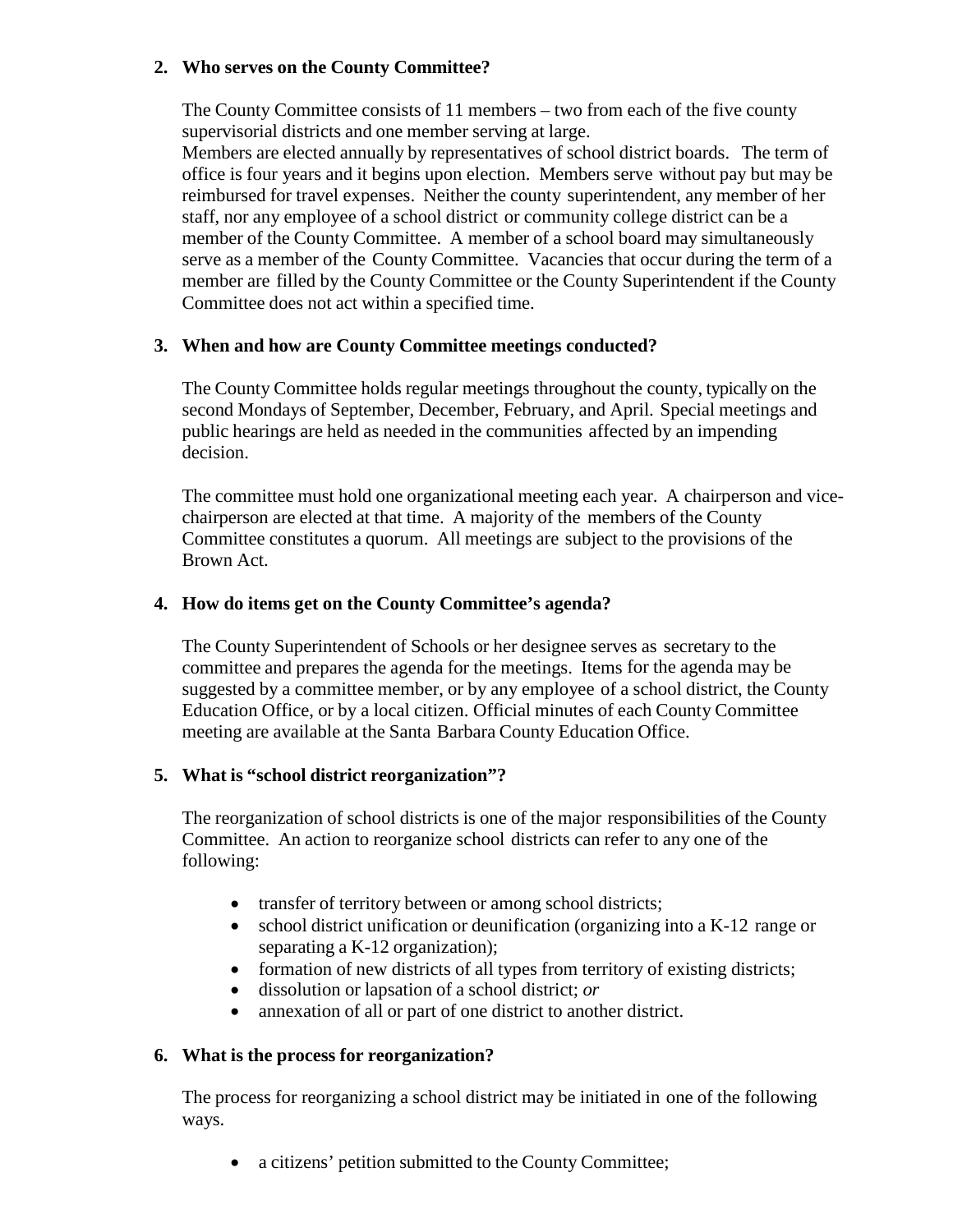**2. Who serves on the County Committee?**

The County Committee consists of 11 members – two from each of the five county supervisorial districts and one member serving at large.
Members are elected annually by representatives of school district boards. The term of office is four years and it begins upon election. Members serve without pay but may be reimbursed for travel expenses. Neither the county superintendent, any member of her staff, nor any employee of a school district or community college district can be a member of the County Committee. A member of a school board may simultaneously serve as a member of the County Committee. Vacancies that occur during the term of a member are filled by the County Committee or the County Superintendent if the County Committee does not act within a specified time.

**3. When and how are County Committee meetings conducted?**

The County Committee holds regular meetings throughout the county, typically on the second Mondays of September, December, February, and April. Special meetings and public hearings are held as needed in the communities affected by an impending decision.

The committee must hold one organizational meeting each year. A chairperson and vice-chairperson are elected at that time. A majority of the members of the County Committee constitutes a quorum. All meetings are subject to the provisions of the Brown Act.

**4. How do items get on the County Committee's agenda?**

The County Superintendent of Schools or her designee serves as secretary to the committee and prepares the agenda for the meetings. Items for the agenda may be suggested by a committee member, or by any employee of a school district, the County Education Office, or by a local citizen. Official minutes of each County Committee meeting are available at the Santa Barbara County Education Office.

**5. What is "school district reorganization"?**

The reorganization of school districts is one of the major responsibilities of the County Committee. An action to reorganize school districts can refer to any one of the following:

- transfer of territory between or among school districts;
- school district unification or deunification (organizing into a K-12 range or separating a K-12 organization);
- formation of new districts of all types from territory of existing districts;
- dissolution or lapsation of a school district; *or*
- annexation of all or part of one district to another district.

**6. What is the process for reorganization?**

The process for reorganizing a school district may be initiated in one of the following ways.

- a citizens' petition submitted to the County Committee;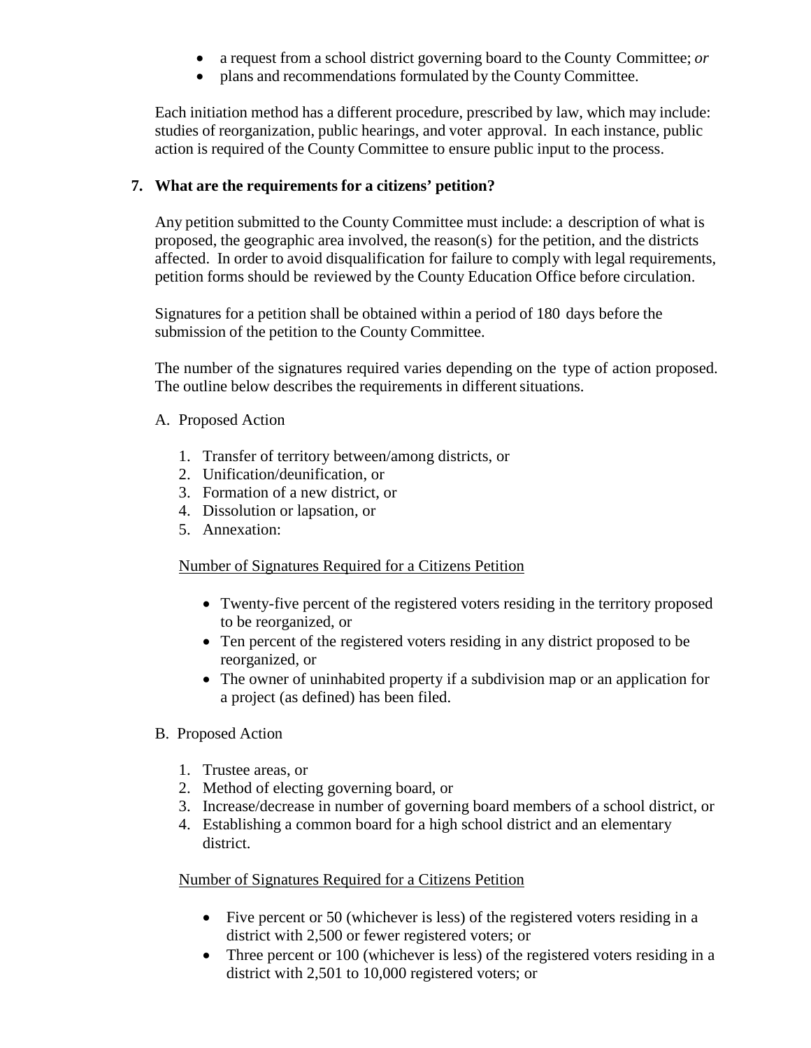- a request from a school district governing board to the County Committee; *or*
- plans and recommendations formulated by the County Committee.

Each initiation method has a different procedure, prescribed by law, which may include: studies of reorganization, public hearings, and voter approval. In each instance, public action is required of the County Committee to ensure public input to the process.

## 7. What are the requirements for a citizens' petition?

Any petition submitted to the County Committee must include: a description of what is proposed, the geographic area involved, the reason(s) for the petition, and the districts affected. In order to avoid disqualification for failure to comply with legal requirements, petition forms should be reviewed by the County Education Office before circulation.

Signatures for a petition shall be obtained within a period of 180 days before the submission of the petition to the County Committee.

The number of the signatures required varies depending on the type of action proposed. The outline below describes the requirements in different situations.

A. Proposed Action

1. Transfer of territory between/among districts, or
2. Unification/deunification, or
3. Formation of a new district, or
4. Dissolution or lapsation, or
5. Annexation:

<u>Number of Signatures Required for a Citizens Petition</u>

- Twenty-five percent of the registered voters residing in the territory proposed to be reorganized, or
- Ten percent of the registered voters residing in any district proposed to be reorganized, or
- The owner of uninhabited property if a subdivision map or an application for a project (as defined) has been filed.

B. Proposed Action

1. Trustee areas, or
2. Method of electing governing board, or
3. Increase/decrease in number of governing board members of a school district, or
4. Establishing a common board for a high school district and an elementary district.

<u>Number of Signatures Required for a Citizens Petition</u>

- Five percent or 50 (whichever is less) of the registered voters residing in a district with 2,500 or fewer registered voters; or
- Three percent or 100 (whichever is less) of the registered voters residing in a district with 2,501 to 10,000 registered voters; or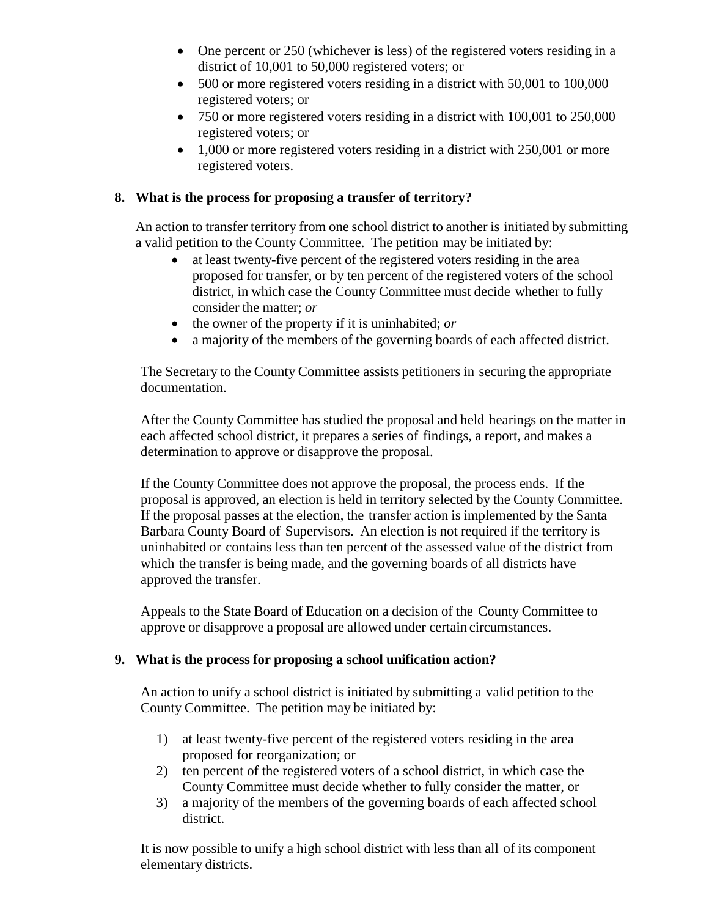- One percent or 250 (whichever is less) of the registered voters residing in a district of 10,001 to 50,000 registered voters; or
- 500 or more registered voters residing in a district with 50,001 to 100,000 registered voters; or
- 750 or more registered voters residing in a district with 100,001 to 250,000 registered voters; or
- 1,000 or more registered voters residing in a district with 250,001 or more registered voters.

### 8. What is the process for proposing a transfer of territory?

An action to transfer territory from one school district to another is initiated by submitting a valid petition to the County Committee. The petition may be initiated by:

- at least twenty-five percent of the registered voters residing in the area proposed for transfer, or by ten percent of the registered voters of the school district, in which case the County Committee must decide whether to fully consider the matter; *or*
- the owner of the property if it is uninhabited; *or*
- a majority of the members of the governing boards of each affected district.

The Secretary to the County Committee assists petitioners in securing the appropriate documentation.

After the County Committee has studied the proposal and held hearings on the matter in each affected school district, it prepares a series of findings, a report, and makes a determination to approve or disapprove the proposal.

If the County Committee does not approve the proposal, the process ends. If the proposal is approved, an election is held in territory selected by the County Committee. If the proposal passes at the election, the transfer action is implemented by the Santa Barbara County Board of Supervisors. An election is not required if the territory is uninhabited or contains less than ten percent of the assessed value of the district from which the transfer is being made, and the governing boards of all districts have approved the transfer.

Appeals to the State Board of Education on a decision of the County Committee to approve or disapprove a proposal are allowed under certain circumstances.

### 9. What is the process for proposing a school unification action?

An action to unify a school district is initiated by submitting a valid petition to the County Committee. The petition may be initiated by:

1) at least twenty-five percent of the registered voters residing in the area proposed for reorganization; or
2) ten percent of the registered voters of a school district, in which case the County Committee must decide whether to fully consider the matter, or
3) a majority of the members of the governing boards of each affected school district.

It is now possible to unify a high school district with less than all of its component elementary districts.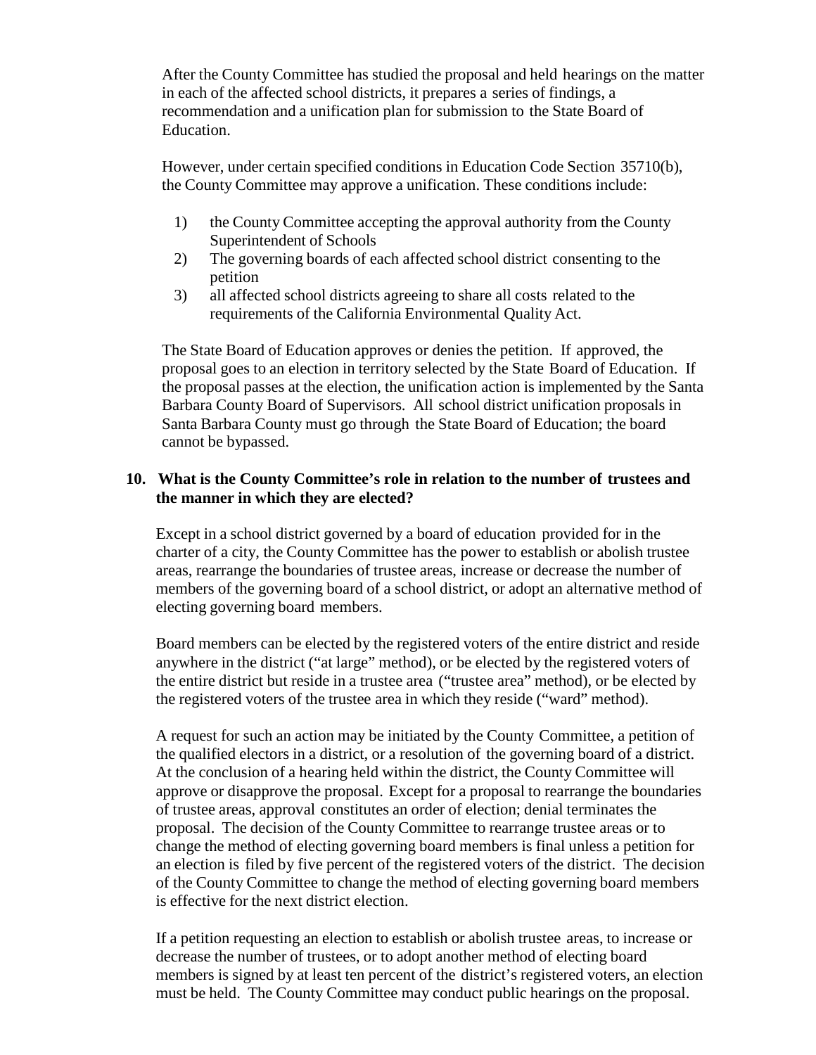After the County Committee has studied the proposal and held hearings on the matter in each of the affected school districts, it prepares a series of findings, a recommendation and a unification plan for submission to the State Board of Education.

However, under certain specified conditions in Education Code Section 35710(b), the County Committee may approve a unification. These conditions include:

1) the County Committee accepting the approval authority from the County Superintendent of Schools
2) The governing boards of each affected school district consenting to the petition
3) all affected school districts agreeing to share all costs related to the requirements of the California Environmental Quality Act.

The State Board of Education approves or denies the petition. If approved, the proposal goes to an election in territory selected by the State Board of Education. If the proposal passes at the election, the unification action is implemented by the Santa Barbara County Board of Supervisors. All school district unification proposals in Santa Barbara County must go through the State Board of Education; the board cannot be bypassed.

**10. What is the County Committee's role in relation to the number of trustees and the manner in which they are elected?**

Except in a school district governed by a board of education provided for in the charter of a city, the County Committee has the power to establish or abolish trustee areas, rearrange the boundaries of trustee areas, increase or decrease the number of members of the governing board of a school district, or adopt an alternative method of electing governing board members.

Board members can be elected by the registered voters of the entire district and reside anywhere in the district ("at large" method), or be elected by the registered voters of the entire district but reside in a trustee area ("trustee area" method), or be elected by the registered voters of the trustee area in which they reside ("ward" method).

A request for such an action may be initiated by the County Committee, a petition of the qualified electors in a district, or a resolution of the governing board of a district. At the conclusion of a hearing held within the district, the County Committee will approve or disapprove the proposal. Except for a proposal to rearrange the boundaries of trustee areas, approval constitutes an order of election; denial terminates the proposal. The decision of the County Committee to rearrange trustee areas or to change the method of electing governing board members is final unless a petition for an election is filed by five percent of the registered voters of the district. The decision of the County Committee to change the method of electing governing board members is effective for the next district election.

If a petition requesting an election to establish or abolish trustee areas, to increase or decrease the number of trustees, or to adopt another method of electing board members is signed by at least ten percent of the district's registered voters, an election must be held. The County Committee may conduct public hearings on the proposal.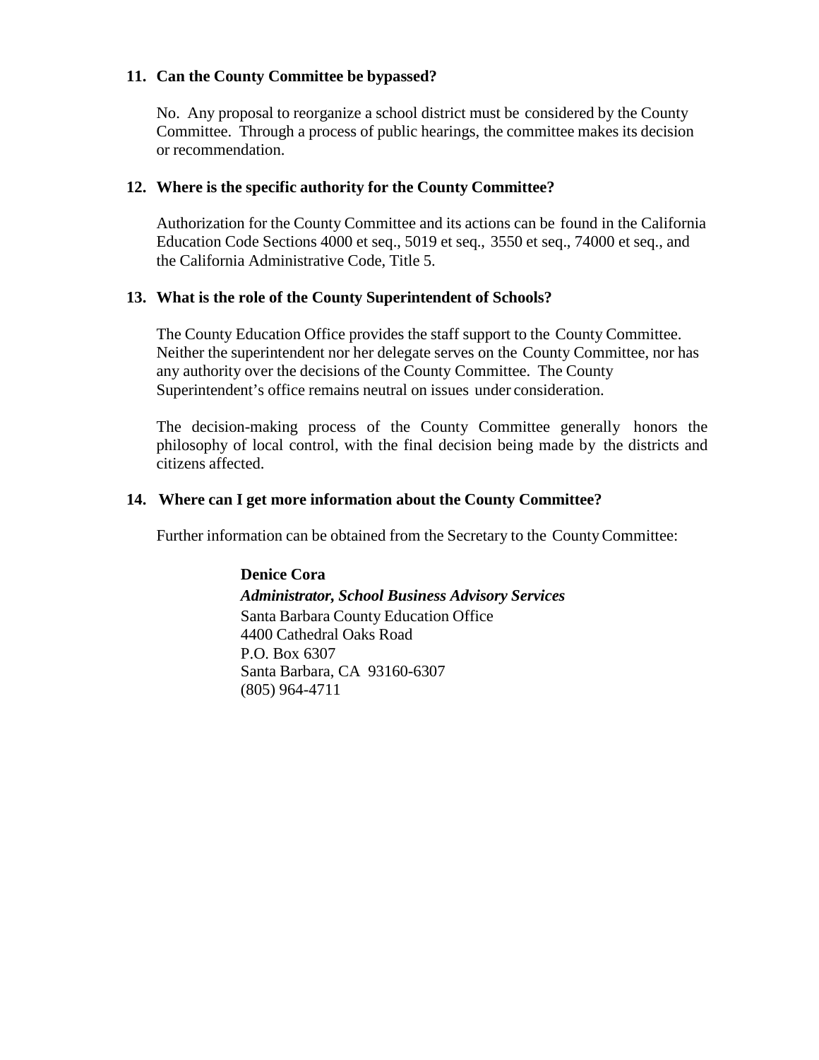**11. Can the County Committee be bypassed?**

No. Any proposal to reorganize a school district must be considered by the County Committee. Through a process of public hearings, the committee makes its decision or recommendation.

**12. Where is the specific authority for the County Committee?**

Authorization for the County Committee and its actions can be found in the California Education Code Sections 4000 et seq., 5019 et seq., 3550 et seq., 74000 et seq., and the California Administrative Code, Title 5.

**13. What is the role of the County Superintendent of Schools?**

The County Education Office provides the staff support to the County Committee. Neither the superintendent nor her delegate serves on the County Committee, nor has any authority over the decisions of the County Committee. The County Superintendent's office remains neutral on issues under consideration.

The decision-making process of the County Committee generally honors the philosophy of local control, with the final decision being made by the districts and citizens affected.

**14. Where can I get more information about the County Committee?**

Further information can be obtained from the Secretary to the County Committee:

**Denice Cora**
***Administrator, School Business Advisory Services***
Santa Barbara County Education Office
4400 Cathedral Oaks Road
P.O. Box 6307
Santa Barbara, CA 93160-6307
(805) 964-4711